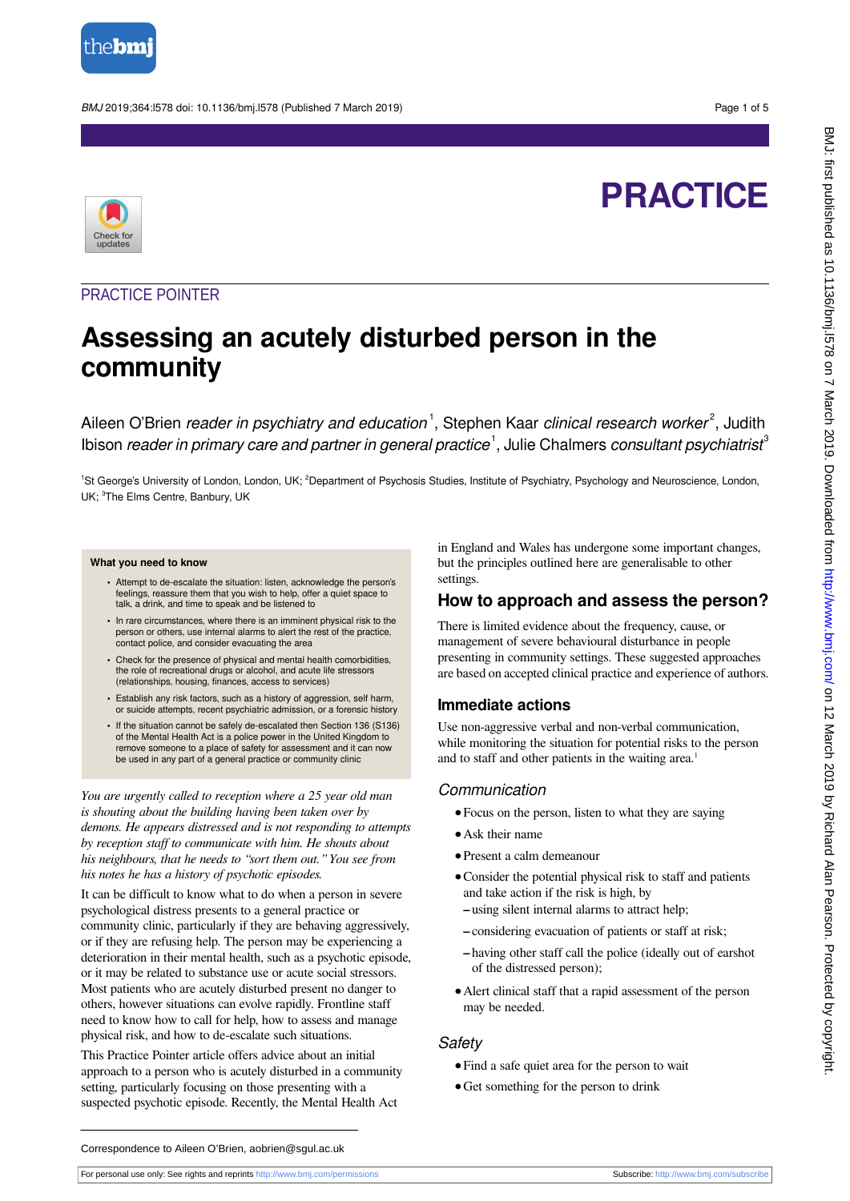# PRACTICE

PRACTICE POINTER

# Assessing an acutely disturbed person in the community

Aileen O'Brien *reader in psychiatry and education*[1], Stephen Kaar *clinical research worker*[2], Judith Ibison *reader in primary care and partner in general practice*[1], Julie Chalmers *consultant psychiatrist*[3]

[1]St George's University of London, London, UK; [2]Department of Psychosis Studies, Institute of Psychiatry, Psychology and Neuroscience, London, UK; [3]The Elms Centre, Banbury, UK

> **What you need to know**
>
> - Attempt to de-escalate the situation: listen, acknowledge the person's feelings, reassure them that you wish to help, offer a quiet space to talk, a drink, and time to speak and be listened to
> - In rare circumstances, where there is an imminent physical risk to the person or others, use internal alarms to alert the rest of the practice, contact police, and consider evacuating the area
> - Check for the presence of physical and mental health comorbidities, the role of recreational drugs or alcohol, and acute life stressors (relationships, housing, finances, access to services)
> - Establish any risk factors, such as a history of aggression, self harm, or suicide attempts, recent psychiatric admission, or a forensic history
> - If the situation cannot be safely de-escalated then Section 136 (S136) of the Mental Health Act is a police power in the United Kingdom to remove someone to a place of safety for assessment and it can now be used in any part of a general practice or community clinic

*You are urgently called to reception where a 25 year old man is shouting about the building having been taken over by demons. He appears distressed and is not responding to attempts by reception staff to communicate with him. He shouts about his neighbours, that he needs to "sort them out." You see from his notes he has a history of psychotic episodes.*

It can be difficult to know what to do when a person in severe psychological distress presents to a general practice or community clinic, particularly if they are behaving aggressively, or if they are refusing help. The person may be experiencing a deterioration in their mental health, such as a psychotic episode, or it may be related to substance use or acute social stressors. Most patients who are acutely disturbed present no danger to others, however situations can evolve rapidly. Frontline staff need to know how to call for help, how to assess and manage physical risk, and how to de-escalate such situations.

This Practice Pointer article offers advice about an initial approach to a person who is acutely disturbed in a community setting, particularly focusing on those presenting with a suspected psychotic episode. Recently, the Mental Health Act in England and Wales has undergone some important changes, but the principles outlined here are generalisable to other settings.

## How to approach and assess the person?

There is limited evidence about the frequency, cause, or management of severe behavioural disturbance in people presenting in community settings. These suggested approaches are based on accepted clinical practice and experience of authors.

### Immediate actions

Use non-aggressive verbal and non-verbal communication, while monitoring the situation for potential risks to the person and to staff and other patients in the waiting area.[1]

#### *Communication*

- Focus on the person, listen to what they are saying
- Ask their name
- Present a calm demeanour
- Consider the potential physical risk to staff and patients and take action if the risk is high, by
  - using silent internal alarms to attract help;
  - considering evacuation of patients or staff at risk;
  - having other staff call the police (ideally out of earshot of the distressed person);
- Alert clinical staff that a rapid assessment of the person may be needed.

#### *Safety*

- Find a safe quiet area for the person to wait
- Get something for the person to drink

Correspondence to Aileen O'Brien, aobrien@sgul.ac.uk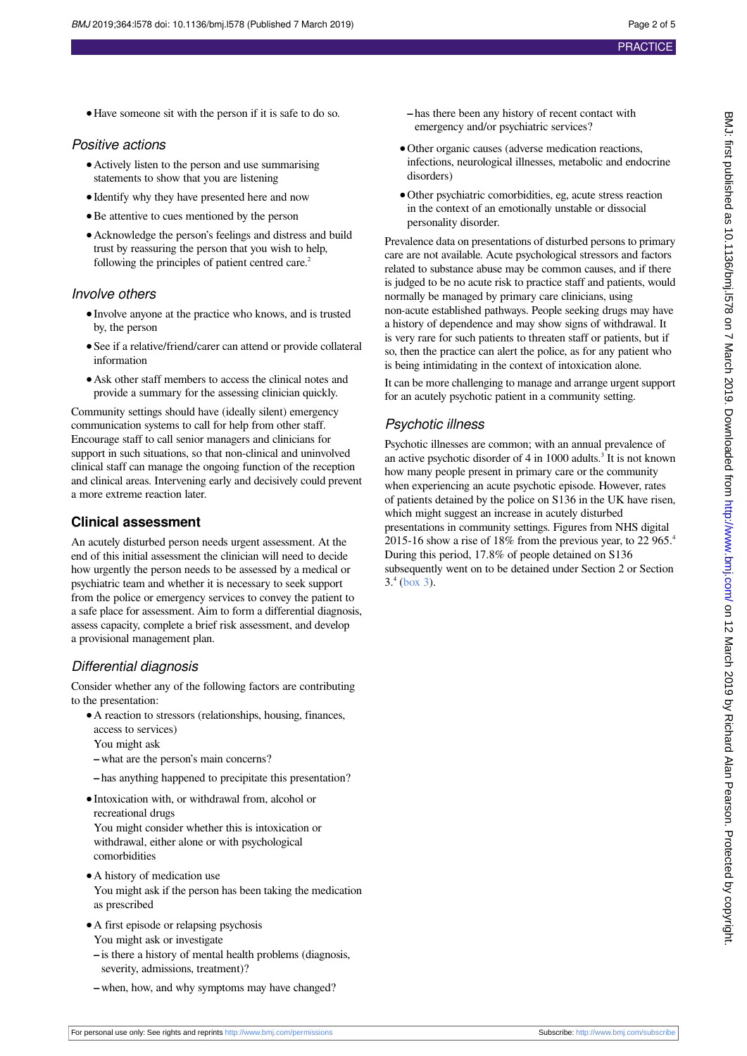- Have someone sit with the person if it is safe to do so.

### *Positive actions*

- Actively listen to the person and use summarising statements to show that you are listening
- Identify why they have presented here and now
- Be attentive to cues mentioned by the person
- Acknowledge the person's feelings and distress and build trust by reassuring the person that you wish to help, following the principles of patient centred care.[2]

### *Involve others*

- Involve anyone at the practice who knows, and is trusted by, the person
- See if a relative/friend/carer can attend or provide collateral information
- Ask other staff members to access the clinical notes and provide a summary for the assessing clinician quickly.

Community settings should have (ideally silent) emergency communication systems to call for help from other staff. Encourage staff to call senior managers and clinicians for support in such situations, so that non-clinical and uninvolved clinical staff can manage the ongoing function of the reception and clinical areas. Intervening early and decisively could prevent a more extreme reaction later.

## Clinical assessment

An acutely disturbed person needs urgent assessment. At the end of this initial assessment the clinician will need to decide how urgently the person needs to be assessed by a medical or psychiatric team and whether it is necessary to seek support from the police or emergency services to convey the patient to a safe place for assessment. Aim to form a differential diagnosis, assess capacity, complete a brief risk assessment, and develop a provisional management plan.

### *Differential diagnosis*

Consider whether any of the following factors are contributing to the presentation:

- A reaction to stressors (relationships, housing, finances, access to services)
  You might ask
  - what are the person's main concerns?
  - has anything happened to precipitate this presentation?
- Intoxication with, or withdrawal from, alcohol or recreational drugs
  You might consider whether this is intoxication or withdrawal, either alone or with psychological comorbidities
- A history of medication use
  You might ask if the person has been taking the medication as prescribed
- A first episode or relapsing psychosis
  You might ask or investigate
  - is there a history of mental health problems (diagnosis, severity, admissions, treatment)?
  - when, how, and why symptoms may have changed?
  - has there been any history of recent contact with emergency and/or psychiatric services?
- Other organic causes (adverse medication reactions, infections, neurological illnesses, metabolic and endocrine disorders)
- Other psychiatric comorbidities, eg, acute stress reaction in the context of an emotionally unstable or dissocial personality disorder.

Prevalence data on presentations of disturbed persons to primary care are not available. Acute psychological stressors and factors related to substance abuse may be common causes, and if there is judged to be no acute risk to practice staff and patients, would normally be managed by primary care clinicians, using non-acute established pathways. People seeking drugs may have a history of dependence and may show signs of withdrawal. It is very rare for such patients to threaten staff or patients, but if so, then the practice can alert the police, as for any patient who is being intimidating in the context of intoxication alone.

It can be more challenging to manage and arrange urgent support for an acutely psychotic patient in a community setting.

### *Psychotic illness*

Psychotic illnesses are common; with an annual prevalence of an active psychotic disorder of 4 in 1000 adults.[3] It is not known how many people present in primary care or the community when experiencing an acute psychotic episode. However, rates of patients detained by the police on S136 in the UK have risen, which might suggest an increase in acutely disturbed presentations in community settings. Figures from NHS digital 2015-16 show a rise of 18% from the previous year, to 22 965.[4] During this period, 17.8% of people detained on S136 subsequently went on to be detained under Section 2 or Section 3.[4] (box 3).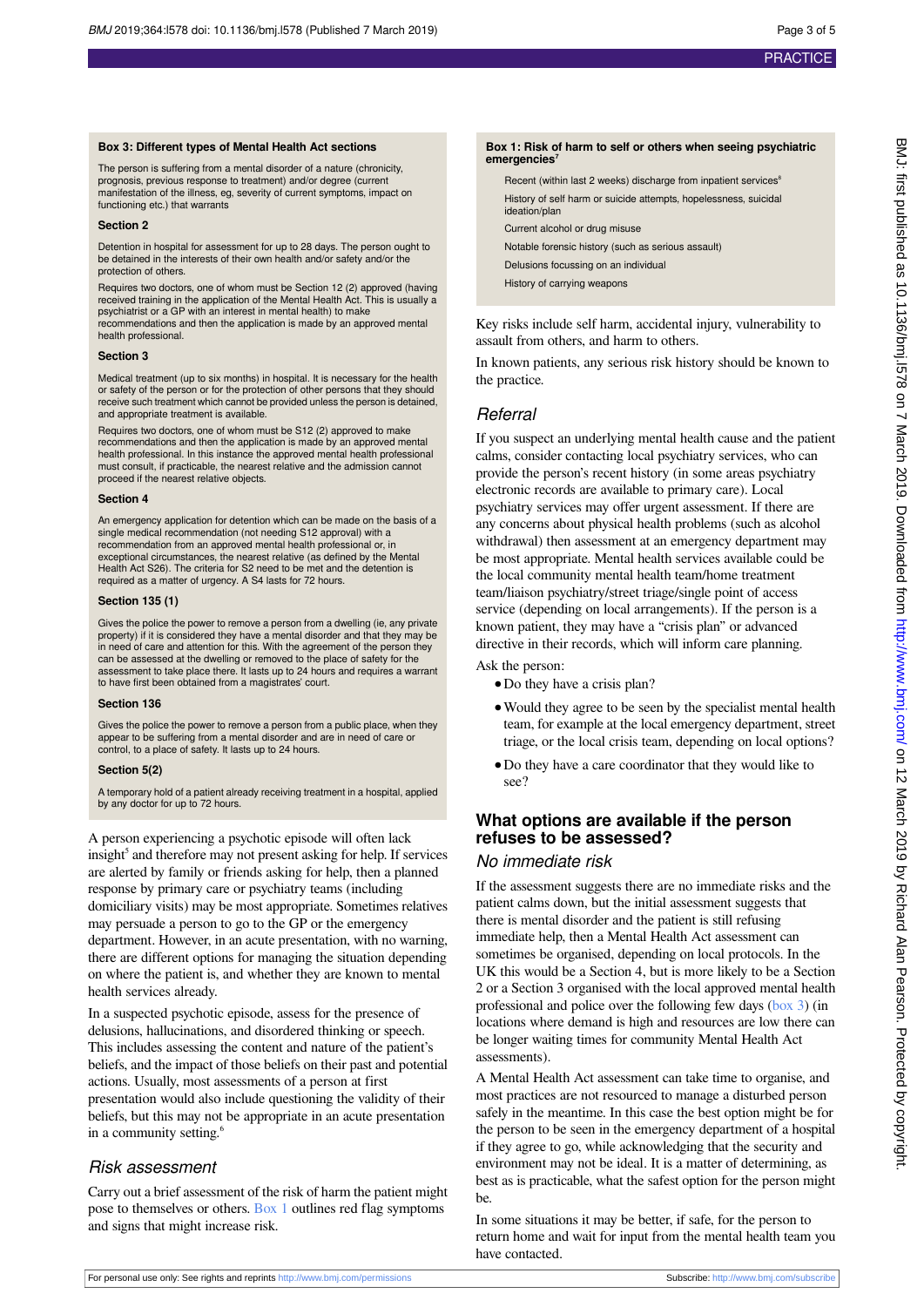### Box 3: Different types of Mental Health Act sections

The person is suffering from a mental disorder of a nature (chronicity, prognosis, previous response to treatment) and/or degree (current manifestation of the illness, eg, severity of current symptoms, impact on functioning etc.) that warrants

**Section 2**

Detention in hospital for assessment for up to 28 days. The person ought to be detained in the interests of their own health and/or safety and/or the protection of others.

Requires two doctors, one of whom must be Section 12 (2) approved (having received training in the application of the Mental Health Act. This is usually a psychiatrist or a GP with an interest in mental health) to make recommendations and then the application is made by an approved mental health professional.

**Section 3**

Medical treatment (up to six months) in hospital. It is necessary for the health or safety of the person or for the protection of other persons that they should receive such treatment which cannot be provided unless the person is detained, and appropriate treatment is available.

Requires two doctors, one of whom must be S12 (2) approved to make recommendations and then the application is made by an approved mental health professional. In this instance the approved mental health professional must consult, if practicable, the nearest relative and the admission cannot proceed if the nearest relative objects.

**Section 4**

An emergency application for detention which can be made on the basis of a single medical recommendation (not needing S12 approval) with a recommendation from an approved mental health professional or, in exceptional circumstances, the nearest relative (as defined by the Mental Health Act S26). The criteria for S2 need to be met and the detention is required as a matter of urgency. A S4 lasts for 72 hours.

**Section 135 (1)**

Gives the police the power to remove a person from a dwelling (ie, any private property) if it is considered they have a mental disorder and that they may be in need of care and attention for this. With the agreement of the person they can be assessed at the dwelling or removed to the place of safety for the assessment to take place there. It lasts up to 24 hours and requires a warrant to have first been obtained from a magistrates' court.

**Section 136**

Gives the police the power to remove a person from a public place, when they appear to be suffering from a mental disorder and are in need of care or control, to a place of safety. It lasts up to 24 hours.

**Section 5(2)**

A temporary hold of a patient already receiving treatment in a hospital, applied by any doctor for up to 72 hours.

A person experiencing a psychotic episode will often lack insight[5] and therefore may not present asking for help. If services are alerted by family or friends asking for help, then a planned response by primary care or psychiatry teams (including domiciliary visits) may be most appropriate. Sometimes relatives may persuade a person to go to the GP or the emergency department. However, in an acute presentation, with no warning, there are different options for managing the situation depending on where the patient is, and whether they are known to mental health services already.

In a suspected psychotic episode, assess for the presence of delusions, hallucinations, and disordered thinking or speech. This includes assessing the content and nature of the patient's beliefs, and the impact of those beliefs on their past and potential actions. Usually, most assessments of a person at first presentation would also include questioning the validity of their beliefs, but this may not be appropriate in an acute presentation in a community setting.[6]

## Risk assessment

Carry out a brief assessment of the risk of harm the patient might pose to themselves or others. Box 1 outlines red flag symptoms and signs that might increase risk.

### Box 1: Risk of harm to self or others when seeing psychiatric emergencies[7]

- Recent (within last 2 weeks) discharge from inpatient services[8]
- History of self harm or suicide attempts, hopelessness, suicidal ideation/plan
- Current alcohol or drug misuse
- Notable forensic history (such as serious assault)
- Delusions focussing on an individual
- History of carrying weapons

Key risks include self harm, accidental injury, vulnerability to assault from others, and harm to others.

In known patients, any serious risk history should be known to the practice.

## Referral

If you suspect an underlying mental health cause and the patient calms, consider contacting local psychiatry services, who can provide the person's recent history (in some areas psychiatry electronic records are available to primary care). Local psychiatry services may offer urgent assessment. If there are any concerns about physical health problems (such as alcohol withdrawal) then assessment at an emergency department may be most appropriate. Mental health services available could be the local community mental health team/home treatment team/liaison psychiatry/street triage/single point of access service (depending on local arrangements). If the person is a known patient, they may have a "crisis plan" or advanced directive in their records, which will inform care planning.

Ask the person:

- Do they have a crisis plan?
- Would they agree to be seen by the specialist mental health team, for example at the local emergency department, street triage, or the local crisis team, depending on local options?
- Do they have a care coordinator that they would like to see?

# What options are available if the person refuses to be assessed?

## No immediate risk

If the assessment suggests there are no immediate risks and the patient calms down, but the initial assessment suggests that there is mental disorder and the patient is still refusing immediate help, then a Mental Health Act assessment can sometimes be organised, depending on local protocols. In the UK this would be a Section 4, but is more likely to be a Section 2 or a Section 3 organised with the local approved mental health professional and police over the following few days (box 3) (in locations where demand is high and resources are low there can be longer waiting times for community Mental Health Act assessments).

A Mental Health Act assessment can take time to organise, and most practices are not resourced to manage a disturbed person safely in the meantime. In this case the best option might be for the person to be seen in the emergency department of a hospital if they agree to go, while acknowledging that the security and environment may not be ideal. It is a matter of determining, as best as is practicable, what the safest option for the person might be.

In some situations it may be better, if safe, for the person to return home and wait for input from the mental health team you have contacted.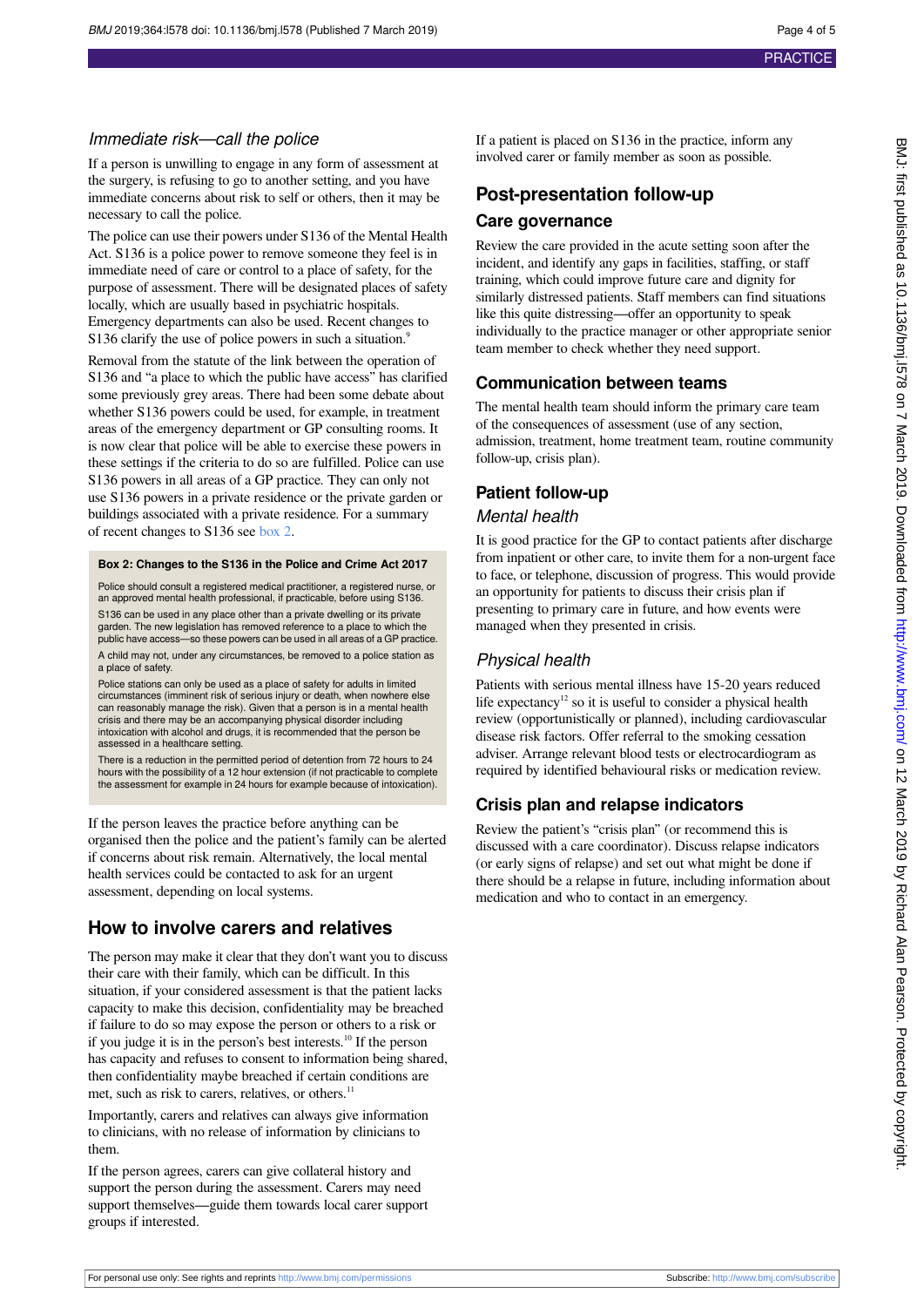### *Immediate risk—call the police*

If a person is unwilling to engage in any form of assessment at the surgery, is refusing to go to another setting, and you have immediate concerns about risk to self or others, then it may be necessary to call the police.

The police can use their powers under S136 of the Mental Health Act. S136 is a police power to remove someone they feel is in immediate need of care or control to a place of safety, for the purpose of assessment. There will be designated places of safety locally, which are usually based in psychiatric hospitals. Emergency departments can also be used. Recent changes to S136 clarify the use of police powers in such a situation.[9]

Removal from the statute of the link between the operation of S136 and "a place to which the public have access" has clarified some previously grey areas. There had been some debate about whether S136 powers could be used, for example, in treatment areas of the emergency department or GP consulting rooms. It is now clear that police will be able to exercise these powers in these settings if the criteria to do so are fulfilled. Police can use S136 powers in all areas of a GP practice. They can only not use S136 powers in a private residence or the private garden or buildings associated with a private residence. For a summary of recent changes to S136 see box 2.

**Box 2: Changes to the S136 in the Police and Crime Act 2017**

Police should consult a registered medical practitioner, a registered nurse, or an approved mental health professional, if practicable, before using S136.

S136 can be used in any place other than a private dwelling or its private garden. The new legislation has removed reference to a place to which the public have access—so these powers can be used in all areas of a GP practice.

A child may not, under any circumstances, be removed to a police station as a place of safety.

Police stations can only be used as a place of safety for adults in limited circumstances (imminent risk of serious injury or death, when nowhere else can reasonably manage the risk). Given that a person is in a mental health crisis and there may be an accompanying physical disorder including intoxication with alcohol and drugs, it is recommended that the person be assessed in a healthcare setting.

There is a reduction in the permitted period of detention from 72 hours to 24 hours with the possibility of a 12 hour extension (if not practicable to complete the assessment for example in 24 hours for example because of intoxication).

If the person leaves the practice before anything can be organised then the police and the patient's family can be alerted if concerns about risk remain. Alternatively, the local mental health services could be contacted to ask for an urgent assessment, depending on local systems.

## How to involve carers and relatives

The person may make it clear that they don't want you to discuss their care with their family, which can be difficult. In this situation, if your considered assessment is that the patient lacks capacity to make this decision, confidentiality may be breached if failure to do so may expose the person or others to a risk or if you judge it is in the person's best interests.[10] If the person has capacity and refuses to consent to information being shared, then confidentiality maybe breached if certain conditions are met, such as risk to carers, relatives, or others.[11]

Importantly, carers and relatives can always give information to clinicians, with no release of information by clinicians to them.

If the person agrees, carers can give collateral history and support the person during the assessment. Carers may need support themselves—guide them towards local carer support groups if interested.

If a patient is placed on S136 in the practice, inform any involved carer or family member as soon as possible.

## Post-presentation follow-up

### Care governance

Review the care provided in the acute setting soon after the incident, and identify any gaps in facilities, staffing, or staff training, which could improve future care and dignity for similarly distressed patients. Staff members can find situations like this quite distressing—offer an opportunity to speak individually to the practice manager or other appropriate senior team member to check whether they need support.

### Communication between teams

The mental health team should inform the primary care team of the consequences of assessment (use of any section, admission, treatment, home treatment team, routine community follow-up, crisis plan).

### Patient follow-up

#### *Mental health*

It is good practice for the GP to contact patients after discharge from inpatient or other care, to invite them for a non-urgent face to face, or telephone, discussion of progress. This would provide an opportunity for patients to discuss their crisis plan if presenting to primary care in future, and how events were managed when they presented in crisis.

#### *Physical health*

Patients with serious mental illness have 15-20 years reduced life expectancy[12] so it is useful to consider a physical health review (opportunistically or planned), including cardiovascular disease risk factors. Offer referral to the smoking cessation adviser. Arrange relevant blood tests or electrocardiogram as required by identified behavioural risks or medication review.

### Crisis plan and relapse indicators

Review the patient's "crisis plan" (or recommend this is discussed with a care coordinator). Discuss relapse indicators (or early signs of relapse) and set out what might be done if there should be a relapse in future, including information about medication and who to contact in an emergency.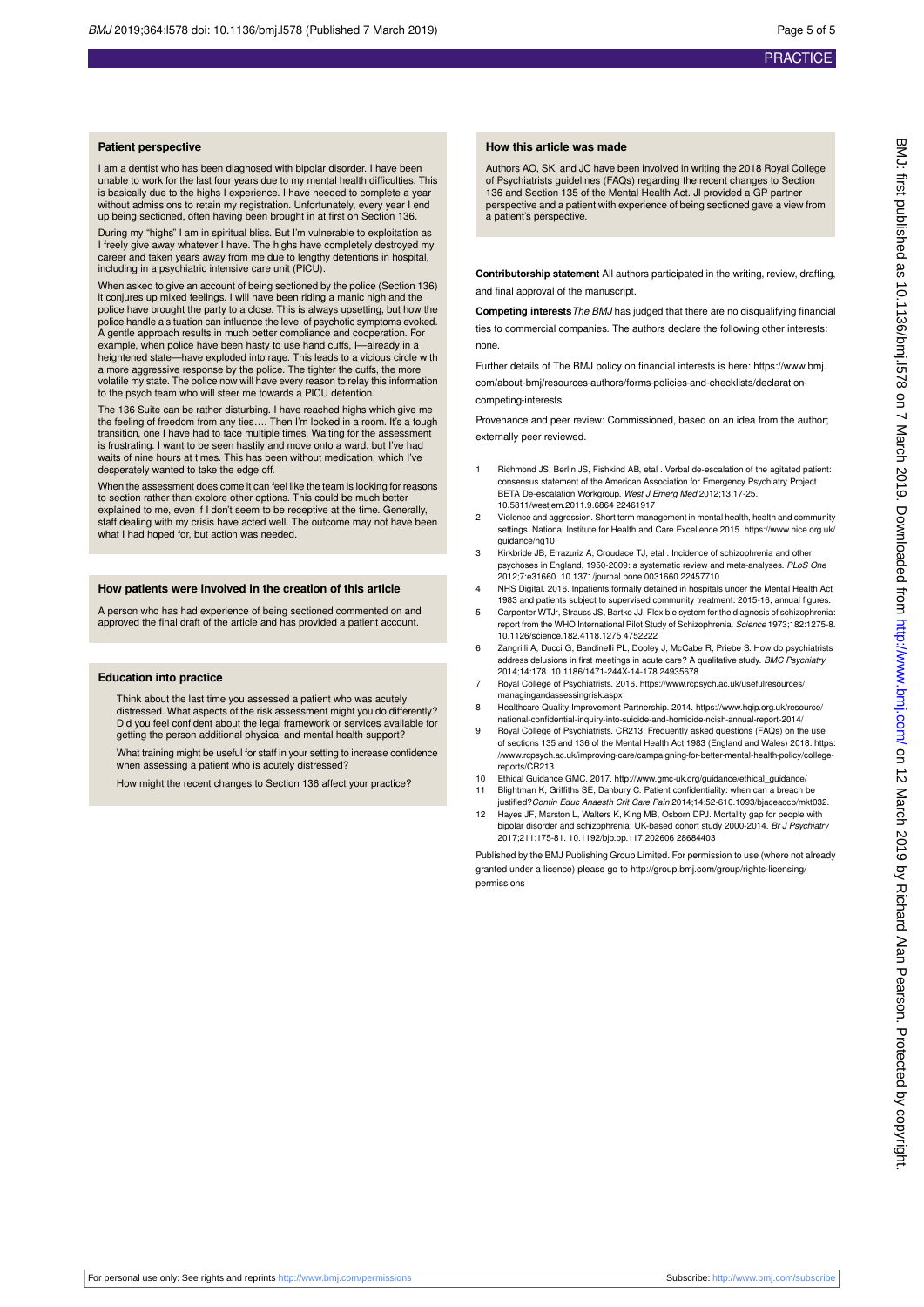## Patient perspective

I am a dentist who has been diagnosed with bipolar disorder. I have been unable to work for the last four years due to my mental health difficulties. This is basically due to the highs I experience. I have needed to complete a year without admissions to retain my registration. Unfortunately, every year I end up being sectioned, often having been brought in at first on Section 136.

During my "highs" I am in spiritual bliss. But I'm vulnerable to exploitation as I freely give away whatever I have. The highs have completely destroyed my career and taken years away from me due to lengthy detentions in hospital, including in a psychiatric intensive care unit (PICU).

When asked to give an account of being sectioned by the police (Section 136) it conjures up mixed feelings. I will have been riding a manic high and the police have brought the party to a close. This is always upsetting, but how the police handle a situation can influence the level of psychotic symptoms evoked. A gentle approach results in much better compliance and cooperation. For example, when police have been hasty to use hand cuffs, I—already in a heightened state—have exploded into rage. This leads to a vicious circle with a more aggressive response by the police. The tighter the cuffs, the more volatile my state. The police now will have every reason to relay this information to the psych team who will steer me towards a PICU detention.

The 136 Suite can be rather disturbing. I have reached highs which give me the feeling of freedom from any ties…. Then I'm locked in a room. It's a tough transition, one I have had to face multiple times. Waiting for the assessment is frustrating. I want to be seen hastily and move onto a ward, but I've had waits of nine hours at times. This has been without medication, which I've desperately wanted to take the edge off.

When the assessment does come it can feel like the team is looking for reasons to section rather than explore other options. This could be much better explained to me, even if I don't seem to be receptive at the time. Generally, staff dealing with my crisis have acted well. The outcome may not have been what I had hoped for, but action was needed.

## How patients were involved in the creation of this article

A person who has had experience of being sectioned commented on and approved the final draft of the article and has provided a patient account.

## Education into practice

Think about the last time you assessed a patient who was acutely distressed. What aspects of the risk assessment might you do differently? Did you feel confident about the legal framework or services available for getting the person additional physical and mental health support?

What training might be useful for staff in your setting to increase confidence when assessing a patient who is acutely distressed?

How might the recent changes to Section 136 affect your practice?

## How this article was made

Authors AO, SK, and JC have been involved in writing the 2018 Royal College of Psychiatrists guidelines (FAQs) regarding the recent changes to Section 136 and Section 135 of the Mental Health Act. JI provided a GP partner perspective and a patient with experience of being sectioned gave a view from a patient's perspective.

**Contributorship statement** All authors participated in the writing, review, drafting, and final approval of the manuscript.

**Competing interests** *The BMJ* has judged that there are no disqualifying financial ties to commercial companies. The authors declare the following other interests: none.

Further details of The BMJ policy on financial interests is here: https://www.bmj.com/about-bmj/resources-authors/forms-policies-and-checklists/declaration-competing-interests

Provenance and peer review: Commissioned, based on an idea from the author; externally peer reviewed.

1. Richmond JS, Berlin JS, Fishkind AB, etal . Verbal de-escalation of the agitated patient: consensus statement of the American Association for Emergency Psychiatry Project BETA De-escalation Workgroup. *West J Emerg Med* 2012;13:17-25. 10.5811/westjem.2011.9.6864 22461917
2. Violence and aggression. Short term management in mental health, health and community settings. National Institute for Health and Care Excellence 2015. https://www.nice.org.uk/guidance/ng10
3. Kirkbride JB, Errazuriz A, Croudace TJ, etal . Incidence of schizophrenia and other psychoses in England, 1950-2009: a systematic review and meta-analyses. *PLoS One* 2012;7:e31660. 10.1371/journal.pone.0031660 22457710
4. NHS Digital. 2016. Inpatients formally detained in hospitals under the Mental Health Act 1983 and patients subject to supervised community treatment: 2015-16, annual figures.
5. Carpenter WTJr, Strauss JS, Bartko JJ. Flexible system for the diagnosis of schizophrenia: report from the WHO International Pilot Study of Schizophrenia. *Science* 1973;182:1275-8. 10.1126/science.182.4118.1275 4752222
6. Zangrilli A, Ducci G, Bandinelli PL, Dooley J, McCabe R, Priebe S. How do psychiatrists address delusions in first meetings in acute care? A qualitative study. *BMC Psychiatry* 2014;14:178. 10.1186/1471-244X-14-178 24935678
7. Royal College of Psychiatrists. 2016. https://www.rcpsych.ac.uk/usefulresources/managingandassessingrisk.aspx
8. Healthcare Quality Improvement Partnership. 2014. https://www.hqip.org.uk/resource/national-confidential-inquiry-into-suicide-and-homicide-ncish-annual-report-2014/
9. Royal College of Psychiatrists. CR213: Frequently asked questions (FAQs) on the use of sections 135 and 136 of the Mental Health Act 1983 (England and Wales) 2018. https://www.rcpsych.ac.uk/improving-care/campaigning-for-better-mental-health-policy/college-reports/CR213
10. Ethical Guidance GMC. 2017. http://www.gmc-uk.org/guidance/ethical_guidance/
11. Blightman K, Griffiths SE, Danbury C. Patient confidentiality: when can a breach be justified? *Contin Educ Anaesth Crit Care Pain* 2014;14:52-610.1093/bjaceaccp/mkt032.
12. Hayes JF, Marston L, Walters K, King MB, Osborn DPJ. Mortality gap for people with bipolar disorder and schizophrenia: UK-based cohort study 2000-2014. *Br J Psychiatry* 2017;211:175-81. 10.1192/bjp.bp.117.202606 28684403

Published by the BMJ Publishing Group Limited. For permission to use (where not already granted under a licence) please go to http://group.bmj.com/group/rights-licensing/permissions